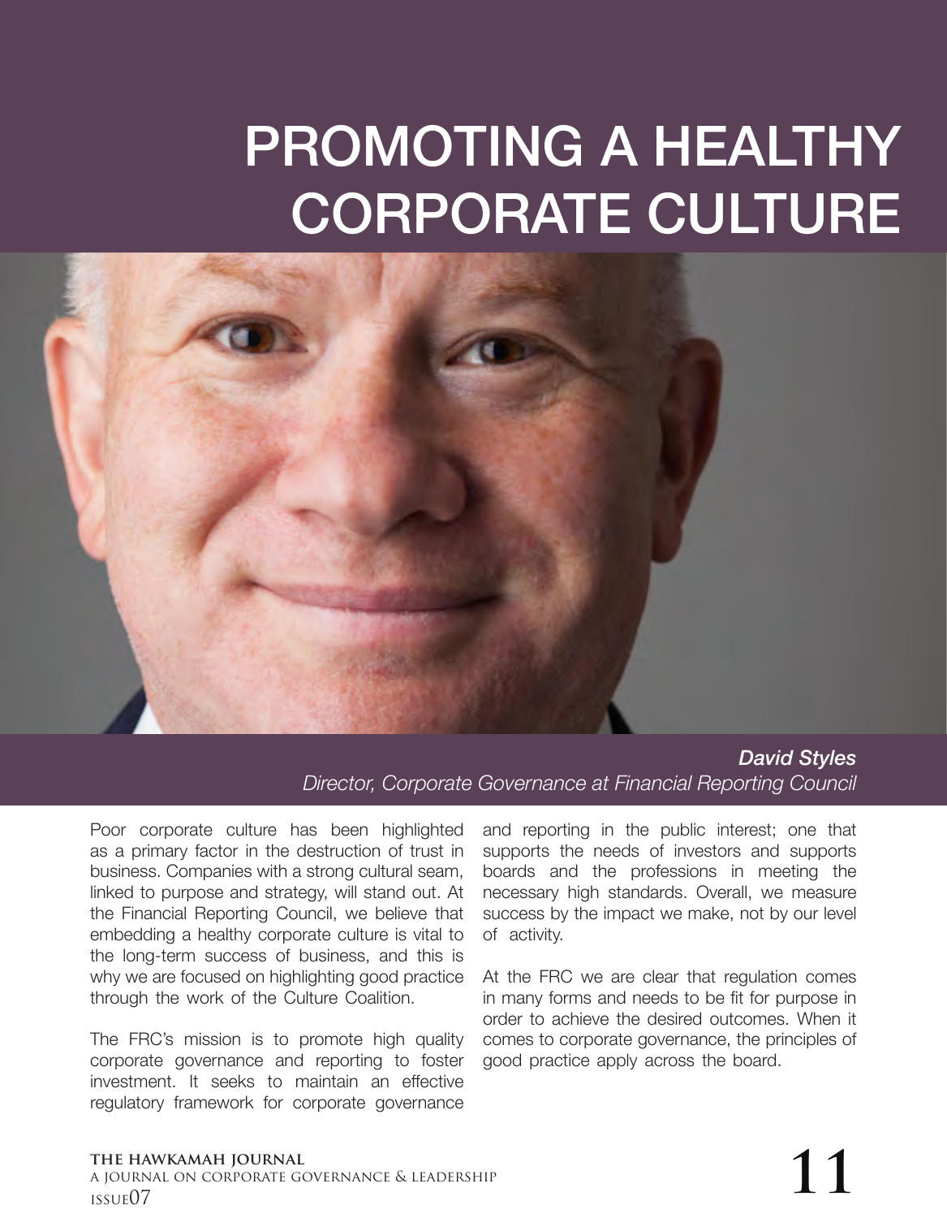# PROMOTING A HEALTHY CORPORATE CULTURE

***David Styles***
*Director, Corporate Governance at Financial Reporting Council*

Poor corporate culture has been highlighted as a primary factor in the destruction of trust in business. Companies with a strong cultural seam, linked to purpose and strategy, will stand out. At the Financial Reporting Council, we believe that embedding a healthy corporate culture is vital to the long-term success of business, and this is why we are focused on highlighting good practice through the work of the Culture Coalition.

The FRC's mission is to promote high quality corporate governance and reporting to foster investment. It seeks to maintain an effective regulatory framework for corporate governance and reporting in the public interest; one that supports the needs of investors and supports boards and the professions in meeting the necessary high standards. Overall, we measure success by the impact we make, not by our level of activity.

At the FRC we are clear that regulation comes in many forms and needs to be fit for purpose in order to achieve the desired outcomes. When it comes to corporate governance, the principles of good practice apply across the board.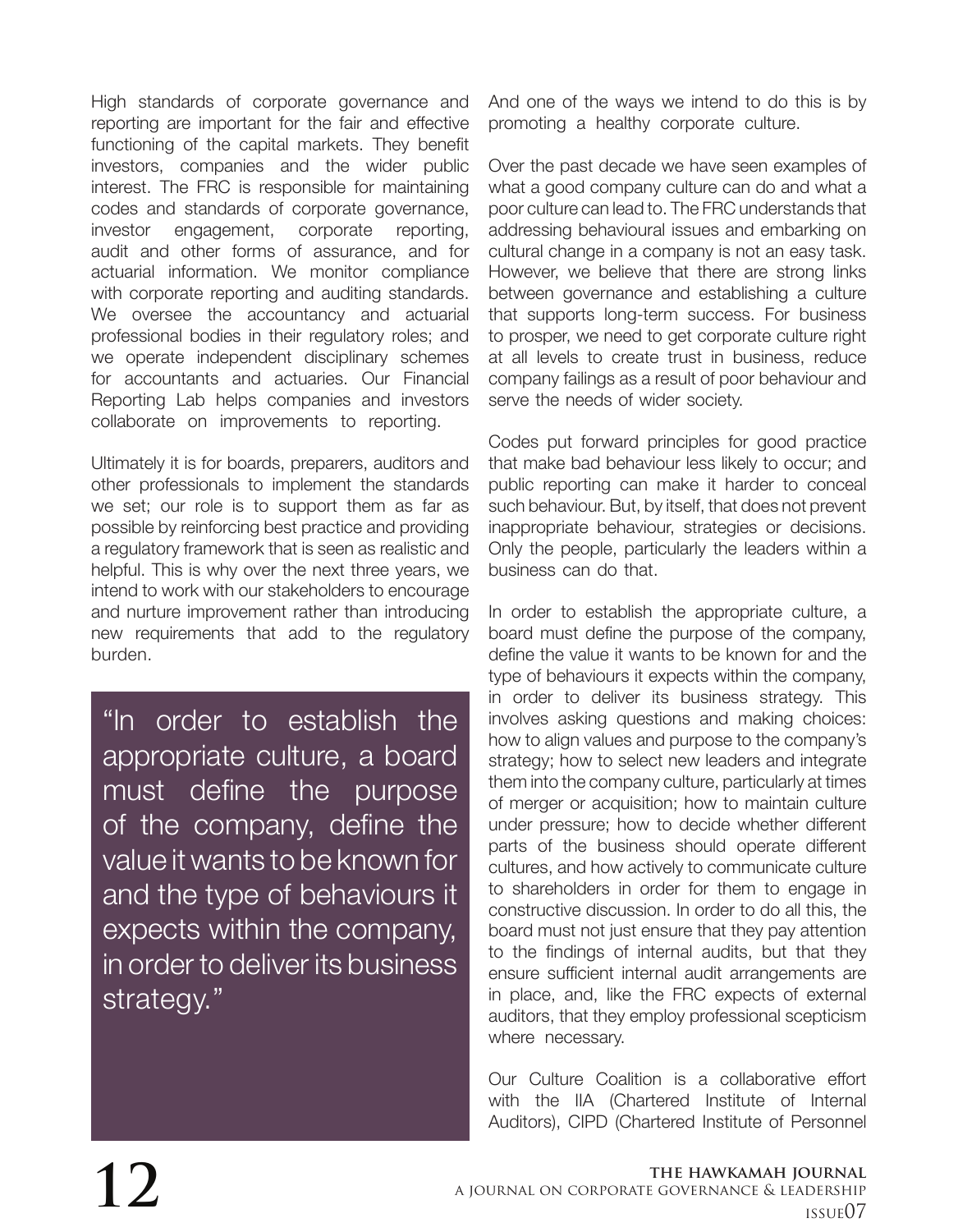High standards of corporate governance and reporting are important for the fair and effective functioning of the capital markets. They benefit investors, companies and the wider public interest. The FRC is responsible for maintaining codes and standards of corporate governance, investor engagement, corporate reporting, audit and other forms of assurance, and for actuarial information. We monitor compliance with corporate reporting and auditing standards. We oversee the accountancy and actuarial professional bodies in their regulatory roles; and we operate independent disciplinary schemes for accountants and actuaries. Our Financial Reporting Lab helps companies and investors collaborate on improvements to reporting.

Ultimately it is for boards, preparers, auditors and other professionals to implement the standards we set; our role is to support them as far as possible by reinforcing best practice and providing a regulatory framework that is seen as realistic and helpful. This is why over the next three years, we intend to work with our stakeholders to encourage and nurture improvement rather than introducing new requirements that add to the regulatory burden.

> "In order to establish the appropriate culture, a board must define the purpose of the company, define the value it wants to be known for and the type of behaviours it expects within the company, in order to deliver its business strategy."

And one of the ways we intend to do this is by promoting a healthy corporate culture.

Over the past decade we have seen examples of what a good company culture can do and what a poor culture can lead to. The FRC understands that addressing behavioural issues and embarking on cultural change in a company is not an easy task. However, we believe that there are strong links between governance and establishing a culture that supports long-term success. For business to prosper, we need to get corporate culture right at all levels to create trust in business, reduce company failings as a result of poor behaviour and serve the needs of wider society.

Codes put forward principles for good practice that make bad behaviour less likely to occur; and public reporting can make it harder to conceal such behaviour. But, by itself, that does not prevent inappropriate behaviour, strategies or decisions. Only the people, particularly the leaders within a business can do that.

In order to establish the appropriate culture, a board must define the purpose of the company, define the value it wants to be known for and the type of behaviours it expects within the company, in order to deliver its business strategy. This involves asking questions and making choices: how to align values and purpose to the company's strategy; how to select new leaders and integrate them into the company culture, particularly at times of merger or acquisition; how to maintain culture under pressure; how to decide whether different parts of the business should operate different cultures, and how actively to communicate culture to shareholders in order for them to engage in constructive discussion. In order to do all this, the board must not just ensure that they pay attention to the findings of internal audits, but that they ensure sufficient internal audit arrangements are in place, and, like the FRC expects of external auditors, that they employ professional scepticism where necessary.

Our Culture Coalition is a collaborative effort with the IIA (Chartered Institute of Internal Auditors), CIPD (Chartered Institute of Personnel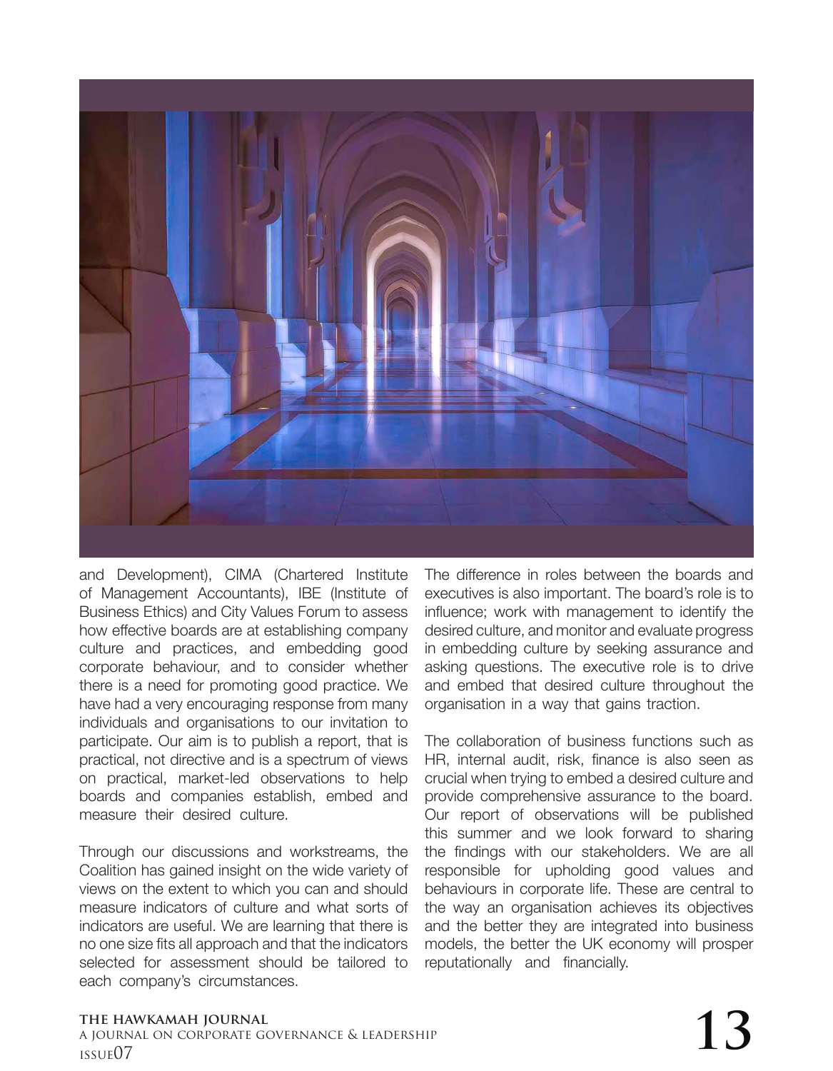and Development), CIMA (Chartered Institute of Management Accountants), IBE (Institute of Business Ethics) and City Values Forum to assess how effective boards are at establishing company culture and practices, and embedding good corporate behaviour, and to consider whether there is a need for promoting good practice. We have had a very encouraging response from many individuals and organisations to our invitation to participate. Our aim is to publish a report, that is practical, not directive and is a spectrum of views on practical, market-led observations to help boards and companies establish, embed and measure their desired culture.

Through our discussions and workstreams, the Coalition has gained insight on the wide variety of views on the extent to which you can and should measure indicators of culture and what sorts of indicators are useful. We are learning that there is no one size fits all approach and that the indicators selected for assessment should be tailored to each company's circumstances.

The difference in roles between the boards and executives is also important. The board's role is to influence; work with management to identify the desired culture, and monitor and evaluate progress in embedding culture by seeking assurance and asking questions. The executive role is to drive and embed that desired culture throughout the organisation in a way that gains traction.

The collaboration of business functions such as HR, internal audit, risk, finance is also seen as crucial when trying to embed a desired culture and provide comprehensive assurance to the board. Our report of observations will be published this summer and we look forward to sharing the findings with our stakeholders. We are all responsible for upholding good values and behaviours in corporate life. These are central to the way an organisation achieves its objectives and the better they are integrated into business models, the better the UK economy will prosper reputationally and financially.